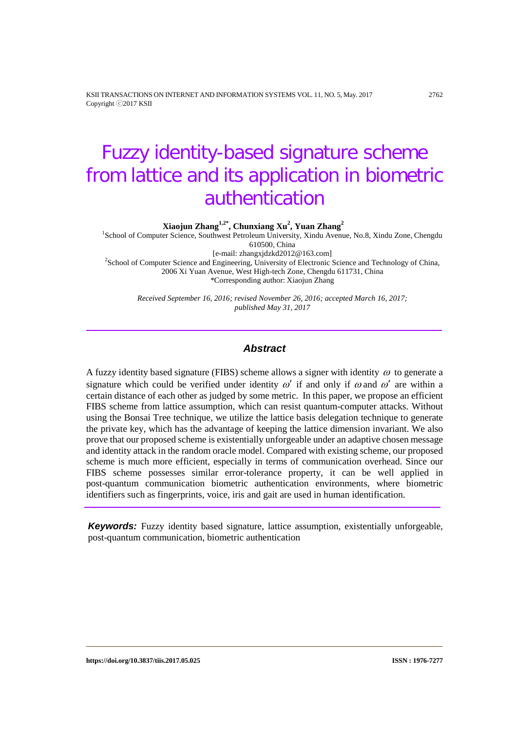# Fuzzy identity-based signature scheme from lattice and its application in biometric authentication

**Xiaojun Zhang[1,2*], Chunxiang Xu[2], Yuan Zhang[2]**

[1]School of Computer Science, Southwest Petroleum University, Xindu Avenue, No.8, Xindu Zone, Chengdu 610500, China
[e-mail: zhangxjdzkd2012@163.com]
[2]School of Computer Science and Engineering, University of Electronic Science and Technology of China, 2006 Xi Yuan Avenue, West High-tech Zone, Chengdu 611731, China
*Corresponding author: Xiaojun Zhang

*Received September 16, 2016; revised November 26, 2016; accepted March 16, 2017; published May 31, 2017*

## Abstract

A fuzzy identity based signature (FIBS) scheme allows a signer with identity $\omega$ to generate a signature which could be verified under identity $\omega'$ if and only if $\omega$ and $\omega'$ are within a certain distance of each other as judged by some metric. In this paper, we propose an efficient FIBS scheme from lattice assumption, which can resist quantum-computer attacks. Without using the Bonsai Tree technique, we utilize the lattice basis delegation technique to generate the private key, which has the advantage of keeping the lattice dimension invariant. We also prove that our proposed scheme is existentially unforgeable under an adaptive chosen message and identity attack in the random oracle model. Compared with existing scheme, our proposed scheme is much more efficient, especially in terms of communication overhead. Since our FIBS scheme possesses similar error-tolerance property, it can be well applied in post-quantum communication biometric authentication environments, where biometric identifiers such as fingerprints, voice, iris and gait are used in human identification.

***Keywords:*** Fuzzy identity based signature, lattice assumption, existentially unforgeable, post-quantum communication, biometric authentication

**https://doi.org/10.3837/tiis.2017.05.025** **ISSN : 1976-7277**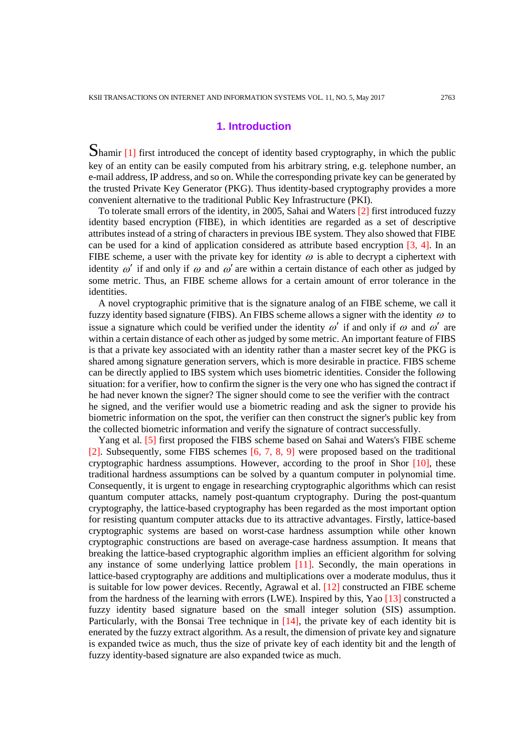## 1. Introduction

Shamir [1] first introduced the concept of identity based cryptography, in which the public key of an entity can be easily computed from his arbitrary string, e.g. telephone number, an e-mail address, IP address, and so on. While the corresponding private key can be generated by the trusted Private Key Generator (PKG). Thus identity-based cryptography provides a more convenient alternative to the traditional Public Key Infrastructure (PKI).

To tolerate small errors of the identity, in 2005, Sahai and Waters [2] first introduced fuzzy identity based encryption (FIBE), in which identities are regarded as a set of descriptive attributes instead of a string of characters in previous IBE system. They also showed that FIBE can be used for a kind of application considered as attribute based encryption [3, 4]. In an FIBE scheme, a user with the private key for identity $\omega$ is able to decrypt a ciphertext with identity $\omega'$ if and only if $\omega$ and $\omega'$ are within a certain distance of each other as judged by some metric. Thus, an FIBE scheme allows for a certain amount of error tolerance in the identities.

A novel cryptographic primitive that is the signature analog of an FIBE scheme, we call it fuzzy identity based signature (FIBS). An FIBS scheme allows a signer with the identity $\omega$ to issue a signature which could be verified under the identity $\omega'$ if and only if $\omega$ and $\omega'$ are within a certain distance of each other as judged by some metric. An important feature of FIBS is that a private key associated with an identity rather than a master secret key of the PKG is shared among signature generation servers, which is more desirable in practice. FIBS scheme can be directly applied to IBS system which uses biometric identities. Consider the following situation: for a verifier, how to confirm the signer is the very one who has signed the contract if he had never known the signer? The signer should come to see the verifier with the contract he signed, and the verifier would use a biometric reading and ask the signer to provide his biometric information on the spot, the verifier can then construct the signer's public key from the collected biometric information and verify the signature of contract successfully.

Yang et al. [5] first proposed the FIBS scheme based on Sahai and Waters's FIBE scheme [2]. Subsequently, some FIBS schemes [6, 7, 8, 9] were proposed based on the traditional cryptographic hardness assumptions. However, according to the proof in Shor [10], these traditional hardness assumptions can be solved by a quantum computer in polynomial time. Consequently, it is urgent to engage in researching cryptographic algorithms which can resist quantum computer attacks, namely post-quantum cryptography. During the post-quantum cryptography, the lattice-based cryptography has been regarded as the most important option for resisting quantum computer attacks due to its attractive advantages. Firstly, lattice-based cryptographic systems are based on worst-case hardness assumption while other known cryptographic constructions are based on average-case hardness assumption. It means that breaking the lattice-based cryptographic algorithm implies an efficient algorithm for solving any instance of some underlying lattice problem [11]. Secondly, the main operations in lattice-based cryptography are additions and multiplications over a moderate modulus, thus it is suitable for low power devices. Recently, Agrawal et al. [12] constructed an FIBE scheme from the hardness of the learning with errors (LWE). Inspired by this, Yao [13] constructed a fuzzy identity based signature based on the small integer solution (SIS) assumption. Particularly, with the Bonsai Tree technique in [14], the private key of each identity bit is enerated by the fuzzy extract algorithm. As a result, the dimension of private key and signature is expanded twice as much, thus the size of private key of each identity bit and the length of fuzzy identity-based signature are also expanded twice as much.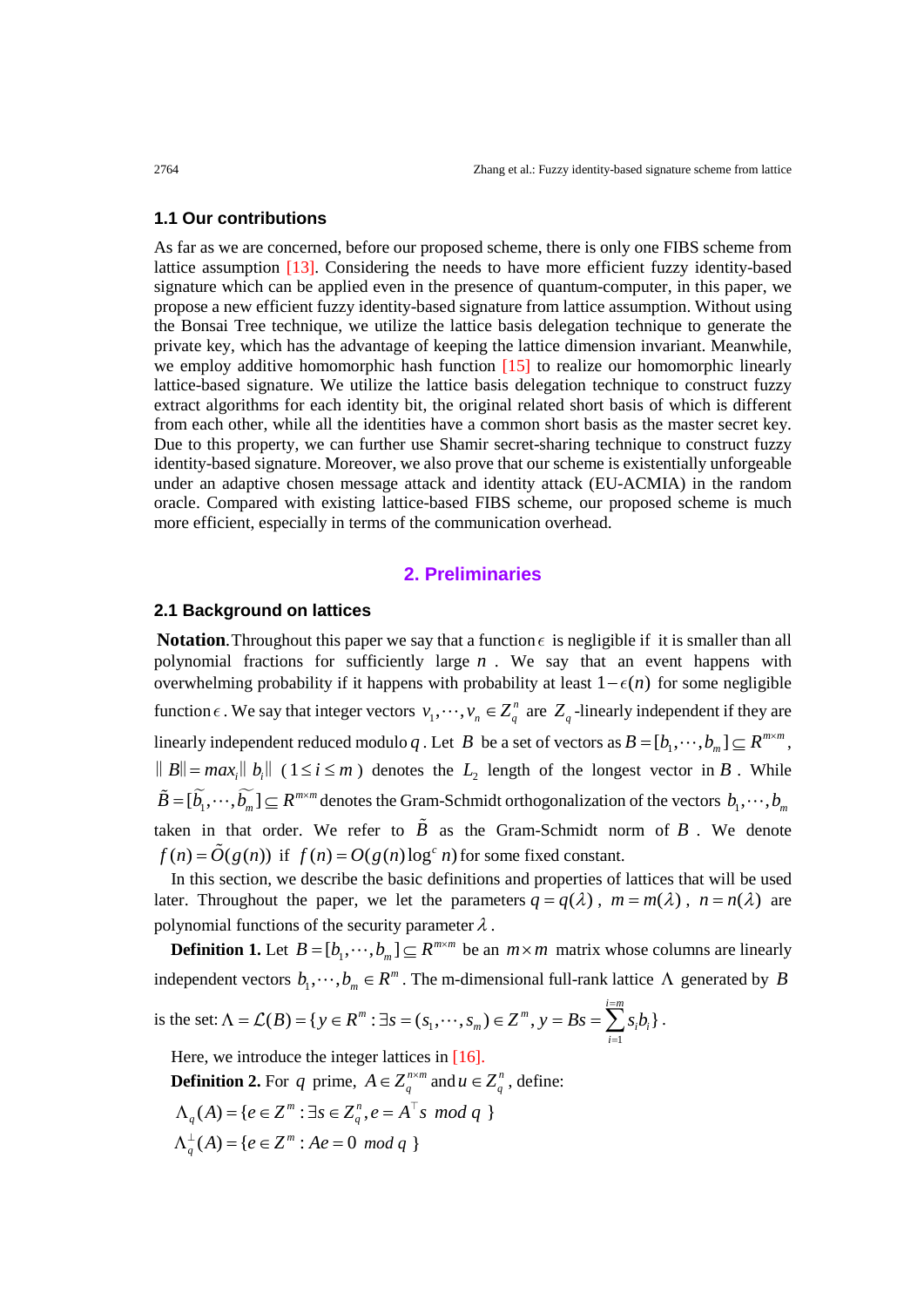### 1.1 Our contributions

As far as we are concerned, before our proposed scheme, there is only one FIBS scheme from lattice assumption [13]. Considering the needs to have more efficient fuzzy identity-based signature which can be applied even in the presence of quantum-computer, in this paper, we propose a new efficient fuzzy identity-based signature from lattice assumption. Without using the Bonsai Tree technique, we utilize the lattice basis delegation technique to generate the private key, which has the advantage of keeping the lattice dimension invariant. Meanwhile, we employ additive homomorphic hash function [15] to realize our homomorphic linearly lattice-based signature. We utilize the lattice basis delegation technique to construct fuzzy extract algorithms for each identity bit, the original related short basis of which is different from each other, while all the identities have a common short basis as the master secret key. Due to this property, we can further use Shamir secret-sharing technique to construct fuzzy identity-based signature. Moreover, we also prove that our scheme is existentially unforgeable under an adaptive chosen message attack and identity attack (EU-ACMIA) in the random oracle. Compared with existing lattice-based FIBS scheme, our proposed scheme is much more efficient, especially in terms of the communication overhead.

## 2. Preliminaries

### 2.1 Background on lattices

**Notation**. Throughout this paper we say that a function $\epsilon$ is negligible if it is smaller than all polynomial fractions for sufficiently large $n$. We say that an event happens with overwhelming probability if it happens with probability at least $1-\epsilon(n)$ for some negligible function $\epsilon$. We say that integer vectors $v_1,\cdots,v_n \in Z_q^n$ are $Z_q$-linearly independent if they are linearly independent reduced modulo $q$. Let $B$ be a set of vectors as $B=[b_1,\cdots,b_m] \subseteq R^{m\times m}$, $\| B\| = max_i \| b_i \|$ ($1 \le i \le m$) denotes the $L_2$ length of the longest vector in $B$. While $\tilde{B}=[\widetilde{b_1},\cdots,\widetilde{b_m}] \subseteq R^{m\times m}$ denotes the Gram-Schmidt orthogonalization of the vectors $b_1,\cdots,b_m$ taken in that order. We refer to $\tilde{B}$ as the Gram-Schmidt norm of $B$. We denote $f(n)=\tilde{O}(g(n))$ if $f(n)=O(g(n)\log^c n)$ for some fixed constant.

In this section, we describe the basic definitions and properties of lattices that will be used later. Throughout the paper, we let the parameters $q=q(\lambda)$, $m=m(\lambda)$, $n=n(\lambda)$ are polynomial functions of the security parameter $\lambda$.

**Definition 1.** Let $B=[b_1,\cdots,b_m] \subseteq R^{m\times m}$ be an $m\times m$ matrix whose columns are linearly independent vectors $b_1,\cdots,b_m \in R^m$. The m-dimensional full-rank lattice $\Lambda$ generated by $B$ is the set: $\Lambda = \mathcal{L}(B)=\{y\in R^m : \exists s=(s_1,\cdots,s_m)\in Z^m, y=Bs=\sum_{i=1}^{i=m} s_i b_i\}$.

Here, we introduce the integer lattices in [16].

**Definition 2.** For $q$ prime, $A\in Z_q^{n\times m}$ and $u\in Z_q^n$, define:

$$\Lambda_q(A)=\{e\in Z^m : \exists s\in Z_q^n, e=A^{\top}s \ mod\ q\ \}$$

$$\Lambda_q^{\perp}(A)=\{e\in Z^m : Ae=0\ mod\ q\ \}$$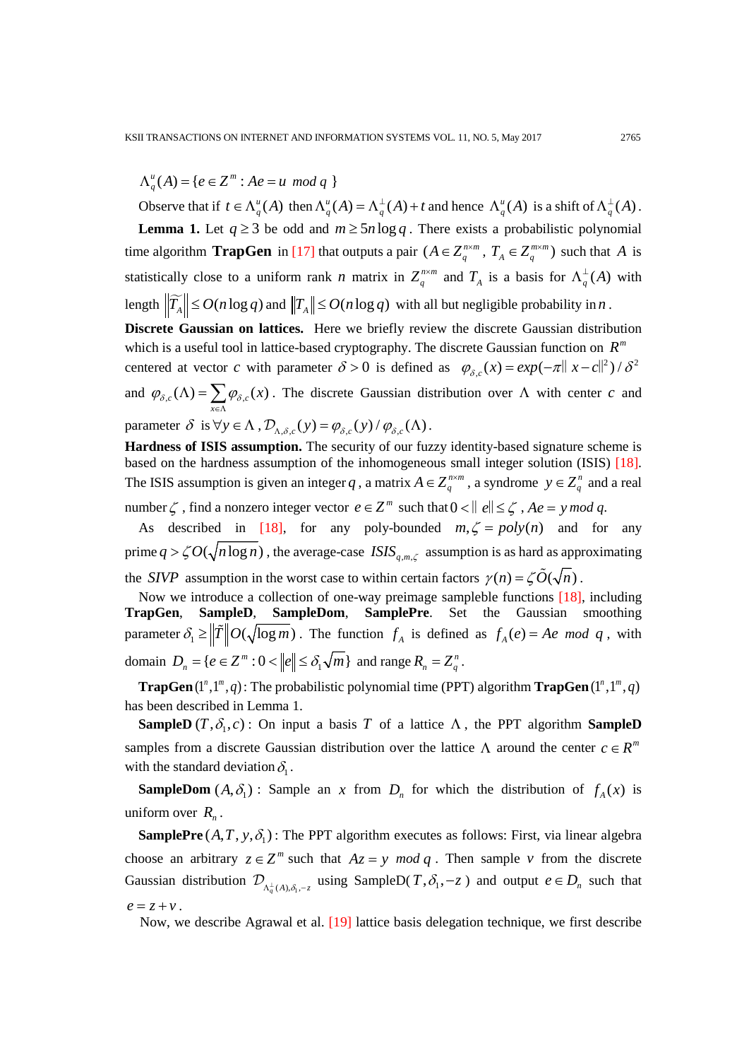$\Lambda_q^u(A) = \{e \in Z^m : Ae = u \ mod \ q\ \}$

Observe that if $t \in \Lambda_q^u(A)$ then $\Lambda_q^u(A) = \Lambda_q^{\perp}(A) + t$ and hence $\Lambda_q^u(A)$ is a shift of $\Lambda_q^{\perp}(A)$.

**Lemma 1.** Let $q \geq 3$ be odd and $m \geq 5n\log q$. There exists a probabilistic polynomial time algorithm **TrapGen** in [17] that outputs a pair $(A \in Z_q^{n\times m},\ T_A \in Z_q^{m\times m})$ such that $A$ is statistically close to a uniform rank $n$ matrix in $Z_q^{n\times m}$ and $T_A$ is a basis for $\Lambda_q^{\perp}(A)$ with length $\|\widetilde{T_A}\| \leq O(n\log q)$ and $\|T_A\| \leq O(n\log q)$ with all but negligible probability in $n$.

**Discrete Gaussian on lattices.** Here we briefly review the discrete Gaussian distribution which is a useful tool in lattice-based cryptography. The discrete Gaussian function on $R^m$ centered at vector $c$ with parameter $\delta > 0$ is defined as $\varphi_{\delta,c}(x) = exp(-\pi\|x-c\|^2)/\delta^2$ and $\varphi_{\delta,c}(\Lambda) = \sum_{x\in\Lambda}\varphi_{\delta,c}(x)$. The discrete Gaussian distribution over $\Lambda$ with center $c$ and parameter $\delta$ is $\forall y \in \Lambda$, $\mathcal{D}_{\Lambda,\delta,c}(y) = \varphi_{\delta,c}(y)/\varphi_{\delta,c}(\Lambda)$.

**Hardness of ISIS assumption.** The security of our fuzzy identity-based signature scheme is based on the hardness assumption of the inhomogeneous small integer solution (ISIS) [18]. The ISIS assumption is given an integer $q$, a matrix $A \in Z_q^{n\times m}$, a syndrome $y \in Z_q^n$ and a real number $\zeta$, find a nonzero integer vector $e \in Z^m$ such that $0 < \|e\| \leq \zeta$, $Ae = y \, mod \, q$.

As described in [18], for any poly-bounded $m, \zeta = poly(n)$ and for any prime $q > \zeta O(\sqrt{n\log n})$, the average-case $ISIS_{q,m,\zeta}$ assumption is as hard as approximating the $SIVP$ assumption in the worst case to within certain factors $\gamma(n) = \zeta\tilde{O}(\sqrt{n})$.

Now we introduce a collection of one-way preimage sampleble functions [18], including **TrapGen**, **SampleD**, **SampleDom**, **SamplePre**. Set the Gaussian smoothing parameter $\delta_1 \geq \|\tilde{T}\| O(\sqrt{\log m})$. The function $f_A$ is defined as $f_A(e) = Ae \ mod \ q$, with domain $D_n = \{e \in Z^m : 0 < \|e\| \leq \delta_1\sqrt{m}\}$ and range $R_n = Z_q^n$.

**TrapGen** $(1^n, 1^m, q)$: The probabilistic polynomial time (PPT) algorithm **TrapGen** $(1^n, 1^m, q)$ has been described in Lemma 1.

**SampleD** $(T, \delta_1, c)$: On input a basis $T$ of a lattice $\Lambda$, the PPT algorithm **SampleD** samples from a discrete Gaussian distribution over the lattice $\Lambda$ around the center $c \in R^m$ with the standard deviation $\delta_1$.

**SampleDom** $(A, \delta_1)$: Sample an $x$ from $D_n$ for which the distribution of $f_A(x)$ is uniform over $R_n$.

**SamplePre** $(A, T, y, \delta_1)$: The PPT algorithm executes as follows: First, via linear algebra choose an arbitrary $z \in Z^m$ such that $Az = y \ mod \ q$. Then sample $v$ from the discrete Gaussian distribution $\mathcal{D}_{\Lambda_q^{\perp}(A),\delta_1,-z}$ using SampleD($T, \delta_1, -z$) and output $e \in D_n$ such that $e = z + v$.

Now, we describe Agrawal et al. [19] lattice basis delegation technique, we first describe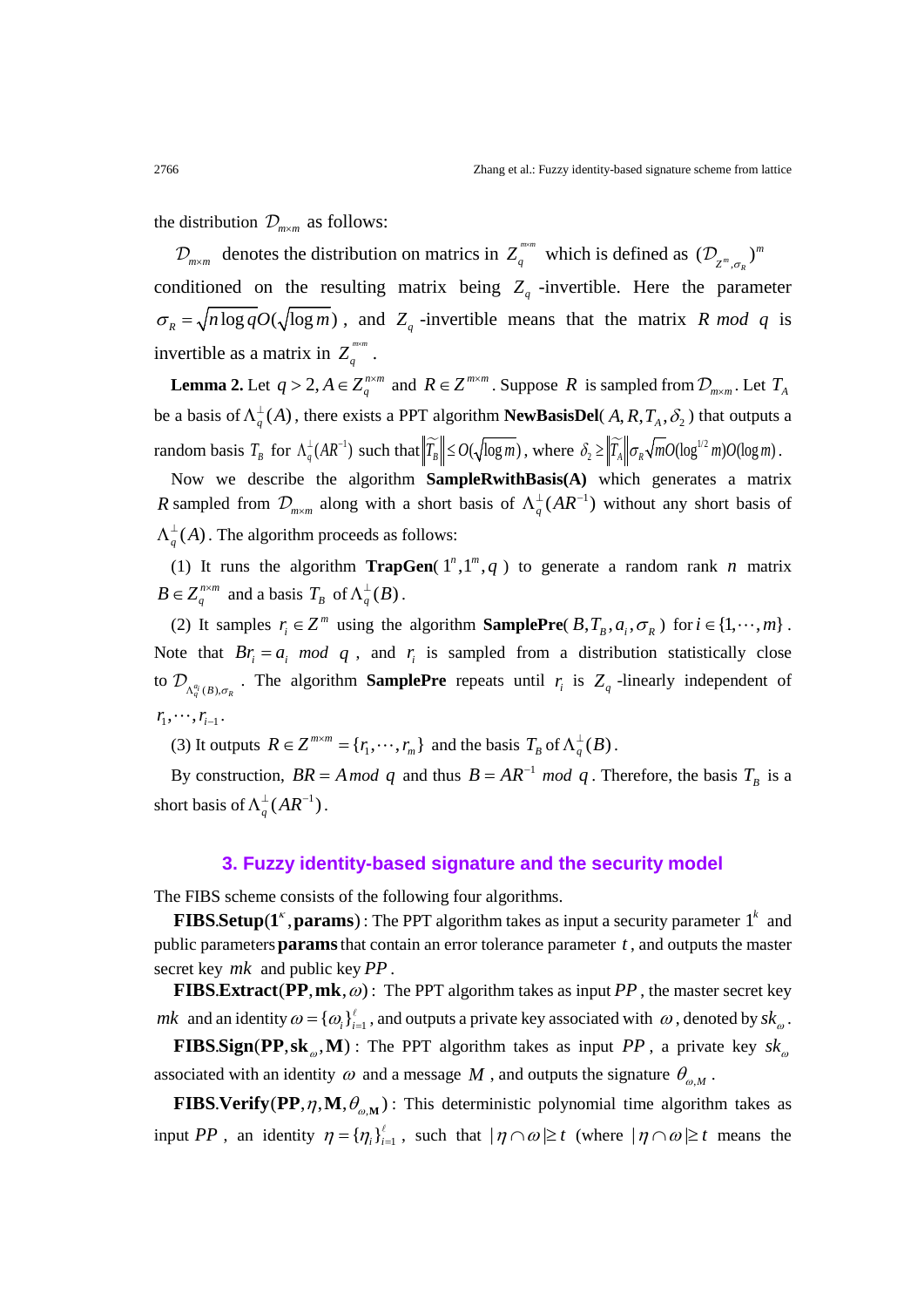the distribution $\mathcal{D}_{m\times m}$ as follows:

$\mathcal{D}_{m\times m}$ denotes the distribution on matrics in $Z_q^{m\times m}$ which is defined as $(\mathcal{D}_{Z^m,\sigma_R})^m$ conditioned on the resulting matrix being $Z_q$ -invertible. Here the parameter $\sigma_R = \sqrt{n\log q}O(\sqrt{\log m})$, and $Z_q$ -invertible means that the matrix $R \bmod q$ is invertible as a matrix in $Z_q^{m\times m}$.

**Lemma 2.** Let $q > 2, A \in Z_q^{n\times m}$ and $R \in Z^{m\times m}$. Suppose $R$ is sampled from $\mathcal{D}_{m\times m}$. Let $T_A$ be a basis of $\Lambda_q^{\perp}(A)$, there exists a PPT algorithm **NewBasisDel**( $A, R, T_A, \delta_2$ ) that outputs a random basis $T_B$ for $\Lambda_q^{\perp}(AR^{-1})$ such that $\|\widetilde{T_B}\| \le O(\sqrt{\log m})$, where $\delta_2 \ge \|\widetilde{T_A}\|\sigma_R\sqrt{m}O(\log^{1/2} m)O(\log m)$.

Now we describe the algorithm **SampleRwithBasis(A)** which generates a matrix $R$ sampled from $\mathcal{D}_{m\times m}$ along with a short basis of $\Lambda_q^{\perp}(AR^{-1})$ without any short basis of $\Lambda_q^{\perp}(A)$. The algorithm proceeds as follows:

(1) It runs the algorithm **TrapGen**( $1^n, 1^m, q$ ) to generate a random rank $n$ matrix $B \in Z_q^{n\times m}$ and a basis $T_B$ of $\Lambda_q^{\perp}(B)$.

(2) It samples $r_i \in Z^m$ using the algorithm **SamplePre**( $B, T_B, a_i, \sigma_R$ ) for $i \in \{1,\cdots,m\}$. Note that $Br_i = a_i \bmod q$, and $r_i$ is sampled from a distribution statistically close to $\mathcal{D}_{\Lambda_q^{a_i}(B),\sigma_R}$. The algorithm **SamplePre** repeats until $r_i$ is $Z_q$ -linearly independent of $r_1,\cdots,r_{i-1}$.

(3) It outputs $R \in Z^{m\times m} = \{r_1,\cdots,r_m\}$ and the basis $T_B$ of $\Lambda_q^{\perp}(B)$.

By construction, $BR = A \bmod q$ and thus $B = AR^{-1} \bmod q$. Therefore, the basis $T_B$ is a short basis of $\Lambda_q^{\perp}(AR^{-1})$.

## 3. Fuzzy identity-based signature and the security model

The FIBS scheme consists of the following four algorithms.

$\mathbf{FIBS.Setup}(1^{\kappa}, \mathbf{params})$ : The PPT algorithm takes as input a security parameter $1^k$ and public parameters **params** that contain an error tolerance parameter $t$, and outputs the master secret key $mk$ and public key $PP$.

$\mathbf{FIBS.Extract}(\mathbf{PP}, \mathbf{mk}, \omega)$ : The PPT algorithm takes as input $PP$, the master secret key $mk$ and an identity $\omega = \{\omega_i\}_{i=1}^{\ell}$, and outputs a private key associated with $\omega$, denoted by $sk_{\omega}$.

$\mathbf{FIBS.Sign}(\mathbf{PP}, \mathbf{sk}_{\omega}, \mathbf{M})$ : The PPT algorithm takes as input $PP$, a private key $sk_{\omega}$ associated with an identity $\omega$ and a message $M$, and outputs the signature $\theta_{\omega,M}$.

$\mathbf{FIBS.Verify}(\mathbf{PP}, \eta, \mathbf{M}, \theta_{\omega,\mathbf{M}})$ : This deterministic polynomial time algorithm takes as input $PP$, an identity $\eta = \{\eta_i\}_{i=1}^{\ell}$, such that $|\eta \cap \omega| \ge t$ (where $|\eta \cap \omega| \ge t$ means the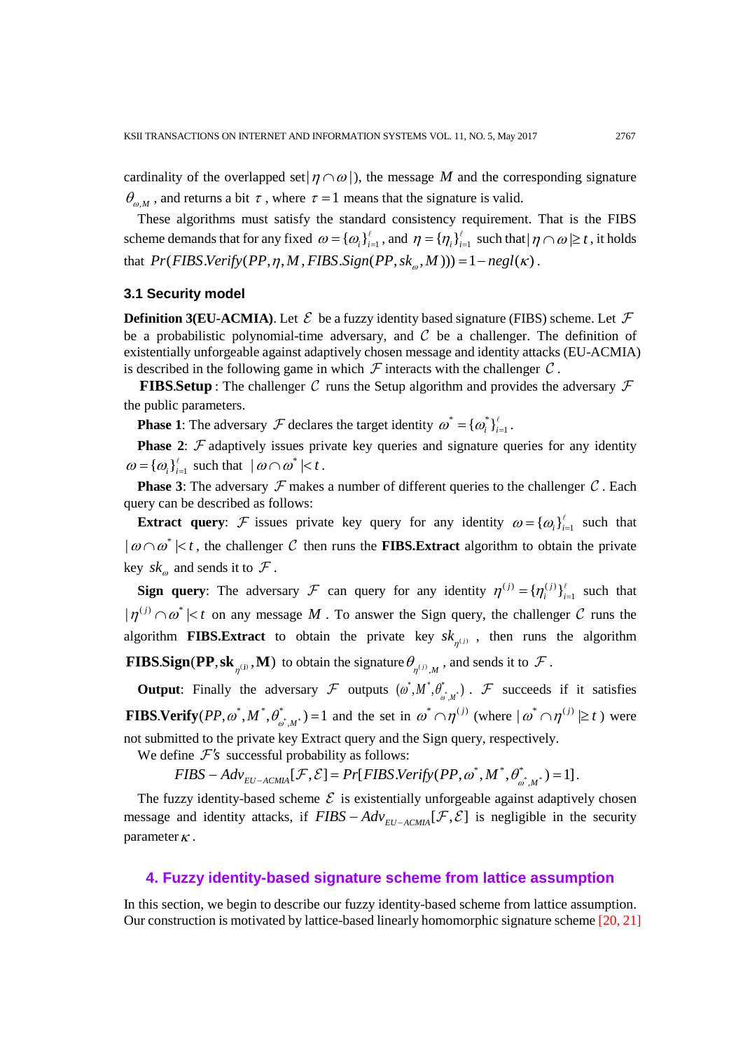cardinality of the overlapped set $|\eta \cap \omega|$), the message $M$ and the corresponding signature $\theta_{\omega,M}$, and returns a bit $\tau$, where $\tau = 1$ means that the signature is valid.

These algorithms must satisfy the standard consistency requirement. That is the FIBS scheme demands that for any fixed $\omega = \{\omega_i\}_{i=1}^{\ell}$, and $\eta = \{\eta_i\}_{i=1}^{\ell}$ such that $|\eta \cap \omega| \geq t$, it holds that $Pr(FIBS.Verify(PP, \eta, M, FIBS.Sign(PP, sk_{\omega}, M))) = 1 - negl(\kappa)$.

### 3.1 Security model

**Definition 3(EU-ACMIA)**. Let $\mathcal{E}$ be a fuzzy identity based signature (FIBS) scheme. Let $\mathcal{F}$ be a probabilistic polynomial-time adversary, and $\mathcal{C}$ be a challenger. The definition of existentially unforgeable against adaptively chosen message and identity attacks (EU-ACMIA) is described in the following game in which $\mathcal{F}$ interacts with the challenger $\mathcal{C}$.

**FIBS.Setup**: The challenger $\mathcal{C}$ runs the Setup algorithm and provides the adversary $\mathcal{F}$ the public parameters.

**Phase 1**: The adversary $\mathcal{F}$ declares the target identity $\omega^* = \{\omega_i^*\}_{i=1}^{\ell}$.

**Phase 2**: $\mathcal{F}$ adaptively issues private key queries and signature queries for any identity $\omega = \{\omega_i\}_{i=1}^{\ell}$ such that $|\omega \cap \omega^*| < t$.

**Phase 3**: The adversary $\mathcal{F}$ makes a number of different queries to the challenger $\mathcal{C}$. Each query can be described as follows:

**Extract query**: $\mathcal{F}$ issues private key query for any identity $\omega = \{\omega_i\}_{i=1}^{\ell}$ such that $|\omega \cap \omega^*| < t$, the challenger $\mathcal{C}$ then runs the **FIBS.Extract** algorithm to obtain the private key $sk_{\omega}$ and sends it to $\mathcal{F}$.

**Sign query**: The adversary $\mathcal{F}$ can query for any identity $\eta^{(j)} = \{\eta_i^{(j)}\}_{i=1}^{\ell}$ such that $|\eta^{(j)} \cap \omega^*| < t$ on any message $M$. To answer the Sign query, the challenger $\mathcal{C}$ runs the algorithm **FIBS.Extract** to obtain the private key $sk_{\eta^{(j)}}$, then runs the algorithm $\mathbf{FIBS.Sign}(\mathbf{PP}, \mathbf{sk}_{\eta^{(j)}}, \mathbf{M})$ to obtain the signature $\theta_{\eta^{(j)},M}$, and sends it to $\mathcal{F}$.

**Output**: Finally the adversary $\mathcal{F}$ outputs $(\omega^*, M^*, \theta^*_{\omega^*,M^*})$. $\mathcal{F}$ succeeds if it satisfies $\mathbf{FIBS.Verify}(PP, \omega^*, M^*, \theta^*_{\omega^*,M^*}) = 1$ and the set in $\omega^* \cap \eta^{(j)}$ (where $|\omega^* \cap \eta^{(j)}| \geq t$) were not submitted to the private key Extract query and the Sign query, respectively.

We define $\mathcal{F}$'s successful probability as follows:

$$FIBS - Adv_{EU-ACMIA}[\mathcal{F}, \mathcal{E}] = Pr[FIBS.Verify(PP, \omega^*, M^*, \theta^*_{\omega^*,M^*}) = 1].$$

The fuzzy identity-based scheme $\mathcal{E}$ is existentially unforgeable against adaptively chosen message and identity attacks, if $FIBS - Adv_{EU-ACMIA}[\mathcal{F}, \mathcal{E}]$ is negligible in the security parameter $\kappa$.

## 4. Fuzzy identity-based signature scheme from lattice assumption

In this section, we begin to describe our fuzzy identity-based scheme from lattice assumption. Our construction is motivated by lattice-based linearly homomorphic signature scheme [20, 21]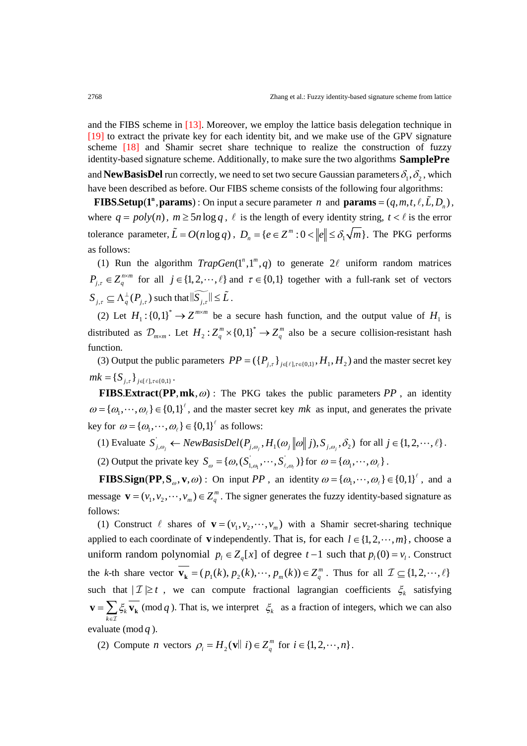and the FIBS scheme in [13]. Moreover, we employ the lattice basis delegation technique in [19] to extract the private key for each identity bit, and we make use of the GPV signature scheme [18] and Shamir secret share technique to realize the construction of fuzzy identity-based signature scheme. Additionally, to make sure the two algorithms **SamplePre** and **NewBasisDel** run correctly, we need to set two secure Gaussian parameters $\delta_1, \delta_2$, which have been described as before. Our FIBS scheme consists of the following four algorithms:

$\mathbf{FIBS.Setup}(\mathbf{1^n}, \mathbf{params})$ : On input a secure parameter $n$ and $\mathbf{params} = (q, m, t, \ell, \tilde{L}, D_n)$, where $q = poly(n)$, $m \geq 5n \log q$, $\ell$ is the length of every identity string, $t < \ell$ is the error tolerance parameter, $\tilde{L} = O(n \log q)$, $D_n = \{e \in Z^m : 0 < \|e\| \leq \delta_1 \sqrt{m}\}$. The PKG performs as follows:

(1) Run the algorithm $TrapGen(1^n, 1^m, q)$ to generate $2\ell$ uniform random matrices $P_{j,\tau} \in Z_q^{n \times m}$ for all $j \in \{1, 2, \cdots, \ell\}$ and $\tau \in \{0,1\}$ together with a full-rank set of vectors $S_{j,\tau} \subseteq \Lambda_q^{\perp}(P_{j,\tau})$ such that $\|\widetilde{S_{j,\tau}}\| \leq \tilde{L}$.

(2) Let $H_1 : \{0,1\}^* \rightarrow Z^{m \times m}$ be a secure hash function, and the output value of $H_1$ is distributed as $\mathcal{D}_{m \times m}$. Let $H_2 : Z_q^m \times \{0,1\}^* \rightarrow Z_q^m$ also be a secure collision-resistant hash function.

(3) Output the public parameters $PP = (\{P_{j,\tau}\}_{j \in [\ell], \tau \in \{0,1\}}, H_1, H_2)$ and the master secret key $mk = \{S_{j,\tau}\}_{j \in [\ell], \tau \in \{0,1\}}$.

$\mathbf{FIBS.Extract}(\mathbf{PP}, \mathbf{mk}, \omega)$ : The PKG takes the public parameters $PP$, an identity $\omega = \{\omega_1, \cdots, \omega_\ell\} \in \{0,1\}^\ell$, and the master secret key $mk$ as input, and generates the private key for $\omega = \{\omega_1, \cdots, \omega_\ell\} \in \{0,1\}^\ell$ as follows:

(1) Evaluate $S'_{j,\omega_j} \leftarrow NewBasisDel(P_{j,\omega_j}, H_1(\omega_j \| \omega \| j), S_{j,\omega_j}, \delta_2)$ for all $j \in \{1, 2, \cdots, \ell\}$.

(2) Output the private key $S_\omega = \{\omega, (S'_{1,\omega_1}, \cdots, S'_{\ell,\omega_\ell})\}$ for $\omega = \{\omega_1, \cdots, \omega_\ell\}$.

$\mathbf{FIBS.Sign}(\mathbf{PP}, \mathbf{S}_\omega, \mathbf{v}, \omega)$ : On input $PP$, an identity $\omega = \{\omega_1, \cdots, \omega_\ell\} \in \{0,1\}^\ell$, and a message $\mathbf{v} = (v_1, v_2, \cdots, v_m) \in Z_q^m$. The signer generates the fuzzy identity-based signature as follows:

(1) Construct $\ell$ shares of $\mathbf{v} = (v_1, v_2, \cdots, v_m)$ with a Shamir secret-sharing technique applied to each coordinate of $\mathbf{v}$ independently. That is, for each $l \in \{1, 2, \cdots, m\}$, choose a uniform random polynomial $p_l \in Z_q[x]$ of degree $t-1$ such that $p_l(0) = v_l$. Construct the $k$-th share vector $\overline{\mathbf{v_k}} = (p_1(k), p_2(k), \cdots, p_m(k)) \in Z_q^m$. Thus for all $\mathcal{I} \subseteq \{1, 2, \cdots, \ell\}$ such that $|\mathcal{I}| \geq t$, we can compute fractional lagrangian coefficients $\xi_k$ satisfying $\mathbf{v} = \sum_{k \in \mathcal{I}} \xi_k \overline{\mathbf{v_k}} \pmod q$. That is, we interpret $\xi_k$ as a fraction of integers, which we can also evaluate $(\bmod\, q)$.

(2) Compute $n$ vectors $\rho_i = H_2(\mathbf{v} \| i) \in Z_q^m$ for $i \in \{1, 2, \cdots, n\}$.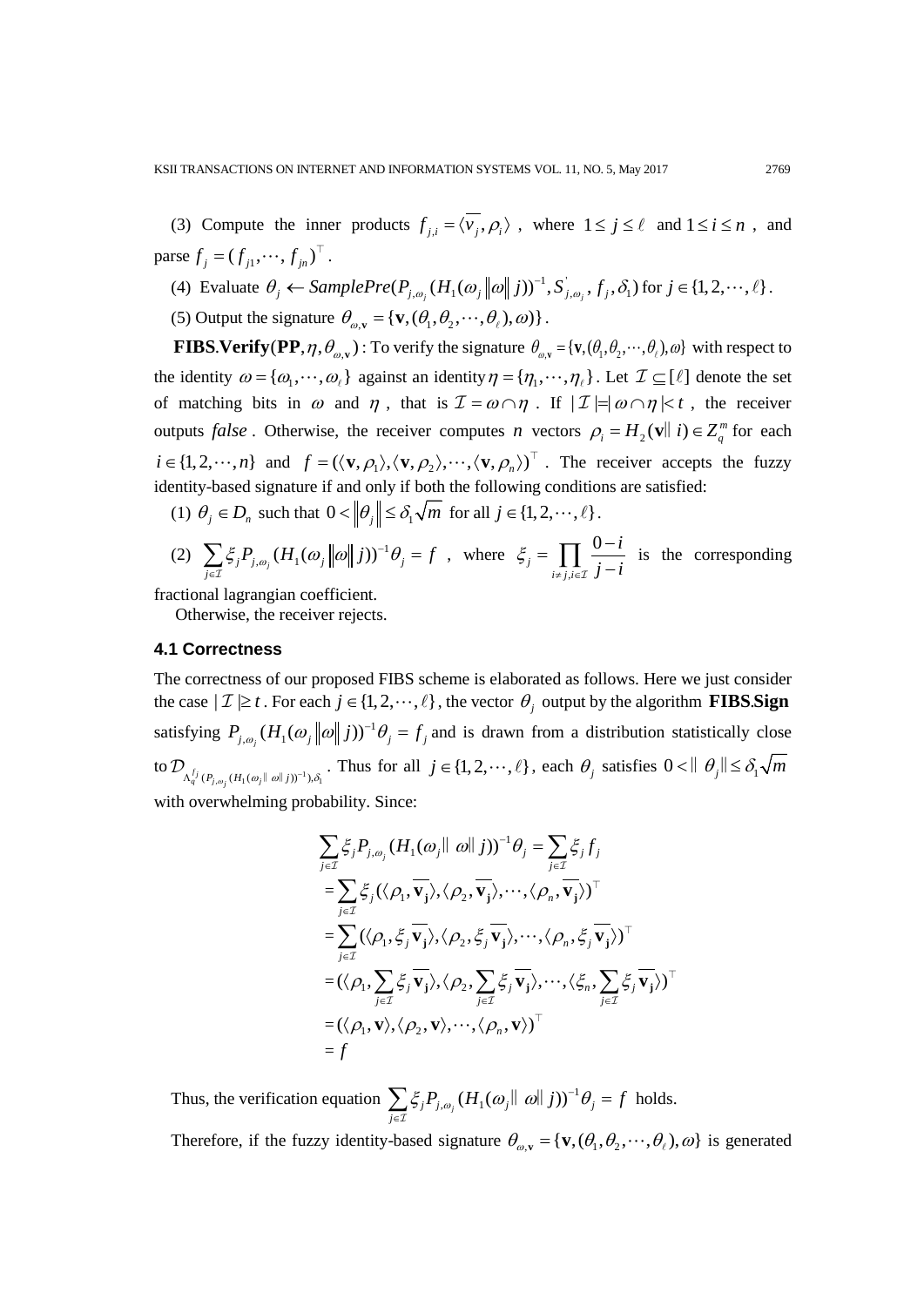(3) Compute the inner products $f_{j,i} = \langle \overline{v_j}, \rho_i \rangle$, where $1 \le j \le \ell$ and $1 \le i \le n$, and parse $f_j = (f_{j1}, \cdots, f_{jn})^\top$.

(4) Evaluate $\theta_j \leftarrow SamplePre(P_{j,\omega_j}(H_1(\omega_j \| \omega \| j))^{-1}, S'_{j,\omega_j}, f_j, \delta_1)$ for $j \in \{1, 2, \cdots, \ell\}$.

(5) Output the signature $\theta_{\omega,\mathbf{v}} = \{\mathbf{v}, (\theta_1, \theta_2, \cdots, \theta_\ell), \omega)\}$.

**FIBS.Verify**$(\mathbf{PP}, \eta, \theta_{\omega,\mathbf{v}})$ : To verify the signature $\theta_{\omega,\mathbf{v}} = \{\mathbf{v}, (\theta_1, \theta_2, \cdots, \theta_\ell), \omega\}$ with respect to the identity $\omega = \{\omega_1, \cdots, \omega_\ell\}$ against an identity $\eta = \{\eta_1, \cdots, \eta_\ell\}$. Let $\mathcal{I} \subseteq [\ell]$ denote the set of matching bits in $\omega$ and $\eta$, that is $\mathcal{I} = \omega \cap \eta$. If $|\mathcal{I}| = |\omega \cap \eta| < t$, the receiver outputs *false*. Otherwise, the receiver computes $n$ vectors $\rho_i = H_2(\mathbf{v} \| i) \in Z_q^m$ for each $i \in \{1, 2, \cdots, n\}$ and $f = (\langle \mathbf{v}, \rho_1 \rangle, \langle \mathbf{v}, \rho_2 \rangle, \cdots, \langle \mathbf{v}, \rho_n \rangle)^\top$. The receiver accepts the fuzzy identity-based signature if and only if both the following conditions are satisfied:

(1) $\theta_j \in D_n$ such that $0 < \|\theta_j\| \le \delta_1 \sqrt{m}$ for all $j \in \{1, 2, \cdots, \ell\}$.

(2) $\sum_{j \in \mathcal{I}} \xi_j P_{j,\omega_j}(H_1(\omega_j \| \omega \| j))^{-1} \theta_j = f$, where $\xi_j = \prod_{i \ne j, i \in \mathcal{I}} \frac{0 - i}{j - i}$ is the corresponding fractional lagrangian coefficient.

Otherwise, the receiver rejects.

### 4.1 Correctness

The correctness of our proposed FIBS scheme is elaborated as follows. Here we just consider the case $|\mathcal{I}| \ge t$. For each $j \in \{1, 2, \cdots, \ell\}$, the vector $\theta_j$ output by the algorithm **FIBS.Sign** satisfying $P_{j,\omega_j}(H_1(\omega_j \| \omega \| j))^{-1} \theta_j = f_j$ and is drawn from a distribution statistically close to $\mathcal{D}_{\Lambda_q^{f_j}(P_{j,\omega_j}(H_1(\omega_j \| \omega \| j))^{-1}), \delta_1}$. Thus for all $j \in \{1, 2, \cdots, \ell\}$, each $\theta_j$ satisfies $0 < \|\theta_j\| \le \delta_1 \sqrt{m}$ with overwhelming probability. Since:

$$
\begin{aligned}
\sum_{j \in \mathcal{I}} \xi_j P_{j,\omega_j}(H_1(\omega_j \| \omega \| j))^{-1} \theta_j &= \sum_{j \in \mathcal{I}} \xi_j f_j \\
&= \sum_{j \in \mathcal{I}} \xi_j (\langle \rho_1, \overline{\mathbf{v_j}} \rangle, \langle \rho_2, \overline{\mathbf{v_j}} \rangle, \cdots, \langle \rho_n, \overline{\mathbf{v_j}} \rangle)^\top \\
&= \sum_{j \in \mathcal{I}} (\langle \rho_1, \xi_j \overline{\mathbf{v_j}} \rangle, \langle \rho_2, \xi_j \overline{\mathbf{v_j}} \rangle, \cdots, \langle \rho_n, \xi_j \overline{\mathbf{v_j}} \rangle)^\top \\
&= (\langle \rho_1, \sum_{j \in \mathcal{I}} \xi_j \overline{\mathbf{v_j}} \rangle, \langle \rho_2, \sum_{j \in \mathcal{I}} \xi_j \overline{\mathbf{v_j}} \rangle, \cdots, \langle \xi_n, \sum_{j \in \mathcal{I}} \xi_j \overline{\mathbf{v_j}} \rangle)^\top \\
&= (\langle \rho_1, \mathbf{v} \rangle, \langle \rho_2, \mathbf{v} \rangle, \cdots, \langle \rho_n, \mathbf{v} \rangle)^\top \\
&= f
\end{aligned}
$$

Thus, the verification equation $\sum_{j \in \mathcal{I}} \xi_j P_{j,\omega_j}(H_1(\omega_j \| \omega \| j))^{-1} \theta_j = f$ holds.

Therefore, if the fuzzy identity-based signature $\theta_{\omega,\mathbf{v}} = \{\mathbf{v}, (\theta_1, \theta_2, \cdots, \theta_\ell), \omega\}$ is generated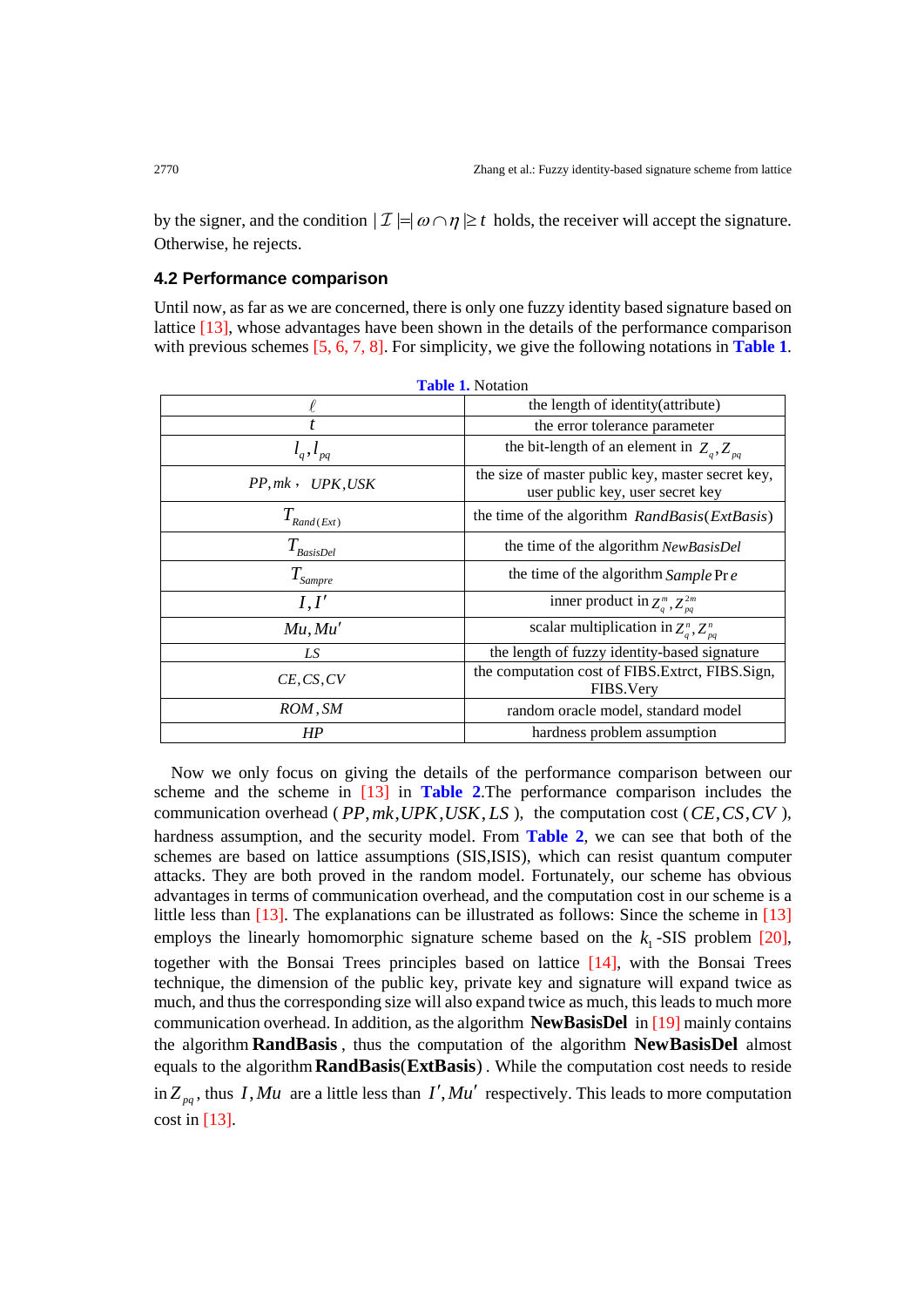by the signer, and the condition $|\mathcal{I}| = |\omega \cap \eta| \geq t$ holds, the receiver will accept the signature. Otherwise, he rejects.

### 4.2 Performance comparison

Until now, as far as we are concerned, there is only one fuzzy identity based signature based on lattice [13], whose advantages have been shown in the details of the performance comparison with previous schemes [5, 6, 7, 8]. For simplicity, we give the following notations in **Table 1**.

**Table 1.** Notation

| | |
|---|---|
| $\ell$ | the length of identity(attribute) |
| $t$ | the error tolerance parameter |
| $l_q, l_{pq}$ | the bit-length of an element in $Z_q, Z_{pq}$ |
| $PP, mk$，$UPK, USK$ | the size of master public key, master secret key, user public key, user secret key |
| $T_{Rand(Ext)}$ | the time of the algorithm $RandBasis(ExtBasis)$ |
| $T_{BasisDel}$ | the time of the algorithm $NewBasisDel$ |
| $T_{Sampre}$ | the time of the algorithm $Sample\Pr e$ |
| $I, I'$ | inner product in $Z_q^m, Z_{pq}^{2m}$ |
| $Mu, Mu'$ | scalar multiplication in $Z_q^n, Z_{pq}^n$ |
| $LS$ | the length of fuzzy identity-based signature |
| $CE, CS, CV$ | the computation cost of FIBS.Extrct, FIBS.Sign, FIBS.Very |
| $ROM, SM$ | random oracle model, standard model |
| $HP$ | hardness problem assumption |

Now we only focus on giving the details of the performance comparison between our scheme and the scheme in [13] in **Table 2**.The performance comparison includes the communication overhead ( $PP, mk, UPK, USK, LS$ ), the computation cost ( $CE, CS, CV$ ), hardness assumption, and the security model. From **Table 2**, we can see that both of the schemes are based on lattice assumptions (SIS,ISIS), which can resist quantum computer attacks. They are both proved in the random model. Fortunately, our scheme has obvious advantages in terms of communication overhead, and the computation cost in our scheme is a little less than [13]. The explanations can be illustrated as follows: Since the scheme in [13] employs the linearly homomorphic signature scheme based on the $k_1$-SIS problem [20], together with the Bonsai Trees principles based on lattice [14], with the Bonsai Trees technique, the dimension of the public key, private key and signature will expand twice as much, and thus the corresponding size will also expand twice as much, this leads to much more communication overhead. In addition, as the algorithm **NewBasisDel** in [19] mainly contains the algorithm **RandBasis** , thus the computation of the algorithm **NewBasisDel** almost equals to the algorithm **RandBasis**(**ExtBasis**) . While the computation cost needs to reside in $Z_{pq}$, thus $I, Mu$ are a little less than $I', Mu'$ respectively. This leads to more computation cost in [13].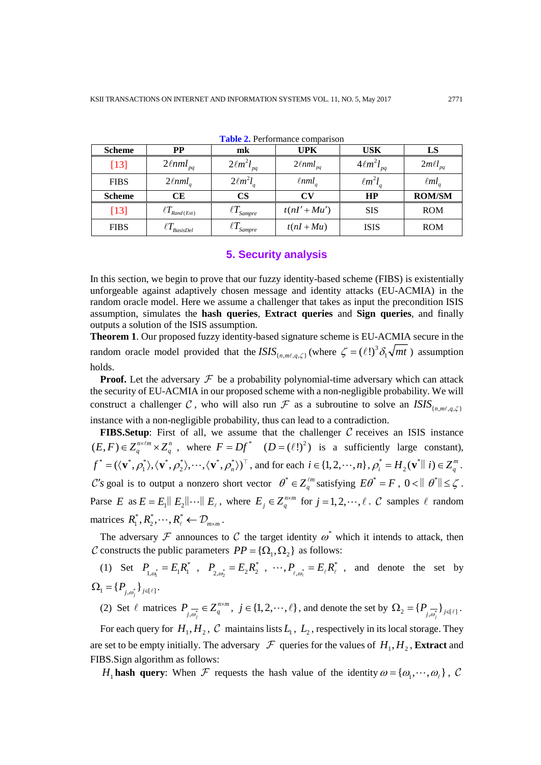**Table 2.** Performance comparison

| Scheme | PP | mk | UPK | USK | LS |
|---|---|---|---|---|---|
| [13] | $2\ell nml_{pq}$ | $2\ell m^2 l_{pq}$ | $2\ell nml_{pq}$ | $4\ell m^2 l_{pq}$ | $2m\ell l_{pq}$ |
| FIBS | $2\ell nml_q$ | $2\ell m^2 l_q$ | $\ell nml_q$ | $\ell m^2 l_q$ | $\ell ml_q$ |
| **Scheme** | **CE** | **CS** | **CV** | **HP** | **ROM/SM** |
| [13] | $\ell T_{Rand(Ext)}$ | $\ell T_{Sampre}$ | $t(nI' + Mu')$ | SIS | ROM |
| FIBS | $\ell T_{BasisDel}$ | $\ell T_{Sampre}$ | $t(nI + Mu)$ | ISIS | ROM |

## 5. Security analysis

In this section, we begin to prove that our fuzzy identity-based scheme (FIBS) is existentially unforgeable against adaptively chosen message and identity attacks (EU-ACMIA) in the random oracle model. Here we assume a challenger that takes as input the precondition ISIS assumption, simulates the **hash queries**, **Extract queries** and **Sign queries**, and finally outputs a solution of the ISIS assumption.

**Theorem 1**. Our proposed fuzzy identity-based signature scheme is EU-ACMIA secure in the random oracle model provided that the $ISIS_{\{n,m\ell,q,\zeta\}}$ (where $\zeta = (\ell!)^3 \delta_1 \sqrt{mt}$ ) assumption holds.

**Proof.** Let the adversary $\mathcal{F}$ be a probability polynomial-time adversary which can attack the security of EU-ACMIA in our proposed scheme with a non-negligible probability. We will construct a challenger $\mathcal{C}$, who will also run $\mathcal{F}$ as a subroutine to solve an $ISIS_{\{n,m\ell,q,\zeta\}}$ instance with a non-negligible probability, thus can lead to a contradiction.

**FIBS.Setup**: First of all, we assume that the challenger $\mathcal{C}$ receives an ISIS instance $(E,F) \in Z_q^{n\times \ell m} \times Z_q^n$, where $F = Df^*$ $\quad (D = (\ell!)^2)$ is a sufficiently large constant), $f^* = (\langle \mathbf{v}^*, \rho_1^* \rangle, \langle \mathbf{v}^*, \rho_2^* \rangle, \cdots, \langle \mathbf{v}^*, \rho_n^* \rangle)^\top$, and for each $i \in \{1,2,\cdots,n\}$, $\rho_i^* = H_2(\mathbf{v}^* \| \, i) \in Z_q^m$. $\mathcal{C}$'s goal is to output a nonzero short vector $\theta^* \in Z_q^{\ell m}$ satisfying $E\theta^* = F$, $0 < \| \theta^* \| \le \zeta$. Parse $E$ as $E = E_1 \| E_2 \| \cdots \| E_\ell$, where $E_j \in Z_q^{n\times m}$ for $j = 1,2,\cdots,\ell$. $\mathcal{C}$ samples $\ell$ random matrices $R_1^*, R_2^*, \cdots, R_\ell^* \leftarrow \mathcal{D}_{m\times m}$.

The adversary $\mathcal{F}$ announces to $\mathcal{C}$ the target identity $\omega^*$ which it intends to attack, then $\mathcal{C}$ constructs the public parameters $PP = \{\Omega_1, \Omega_2\}$ as follows:

(1) Set $P_{1,\omega_1^*} = E_1 R_1^*$, $P_{2,\omega_2^*} = E_2 R_2^*$, $\cdots, P_{\ell,\omega_\ell^*} = E_\ell R_\ell^*$, and denote the set by $\Omega_1 = \{P_{j,\omega_j^*}\}_{j\in[\ell]}$.

(2) Set $\ell$ matrices $P_{j,\overline{\omega_j^*}} \in Z_q^{n\times m}$, $j \in \{1,2,\cdots,\ell\}$, and denote the set by $\Omega_2 = \{P_{j,\overline{\omega_j^*}}\}_{j\in[\ell]}$.

For each query for $H_1, H_2$, $\mathcal{C}$ maintains lists $L_1$, $L_2$, respectively in its local storage. They are set to be empty initially. The adversary $\mathcal{F}$ queries for the values of $H_1, H_2$, **Extract** and FIBS.Sign algorithm as follows:

$H_1$ **hash query**: When $\mathcal{F}$ requests the hash value of the identity $\omega = \{\omega_1, \cdots, \omega_\ell\}$, $\mathcal{C}$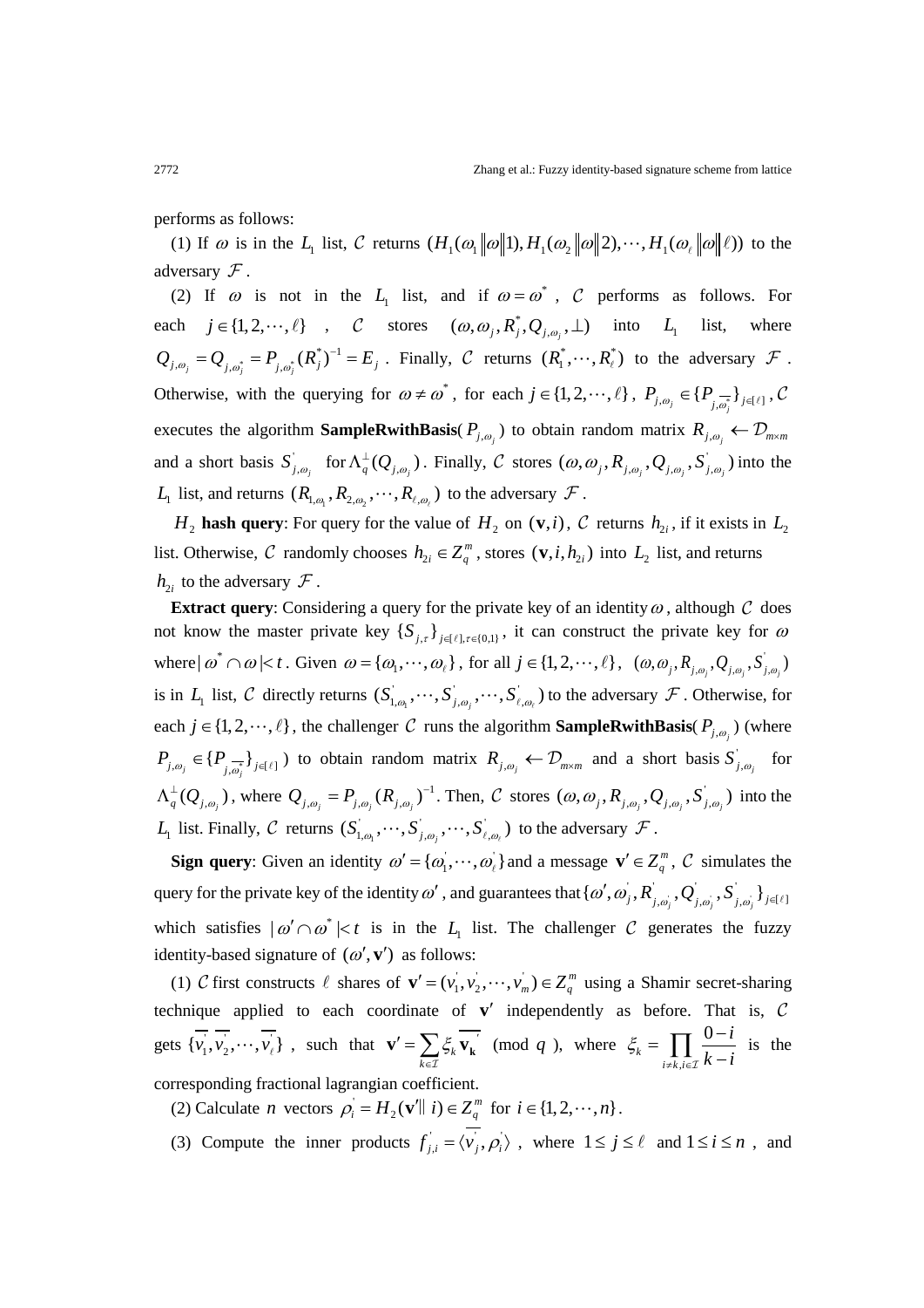performs as follows:

(1) If $\omega$ is in the $L_1$ list, $\mathcal{C}$ returns $(H_1(\omega_1\|\omega\|1), H_1(\omega_2\|\omega\|2), \cdots, H_1(\omega_\ell\|\omega\|\ell))$ to the adversary $\mathcal{F}$.

(2) If $\omega$ is not in the $L_1$ list, and if $\omega = \omega^*$, $\mathcal{C}$ performs as follows. For each $j \in \{1, 2, \cdots, \ell\}$, $\mathcal{C}$ stores $(\omega, \omega_j, R_j^*, Q_{j,\omega_j}, \perp)$ into $L_1$ list, where $Q_{j,\omega_j} = Q_{j,\omega_j^*} = P_{j,\omega_j^*}(R_j^*)^{-1} = E_j$. Finally, $\mathcal{C}$ returns $(R_1^*, \cdots, R_\ell^*)$ to the adversary $\mathcal{F}$. Otherwise, with the querying for $\omega \neq \omega^*$, for each $j \in \{1, 2, \cdots, \ell\}$, $P_{j,\omega_j} \in \{P_{j,\overline{\omega_j^*}}\}_{j\in[\ell]}$, $\mathcal{C}$ executes the algorithm **SampleRwithBasis**($P_{j,\omega_j}$) to obtain random matrix $R_{j,\omega_j} \leftarrow \mathcal{D}_{m\times m}$ and a short basis $S_{j,\omega_j}^{'}$ for $\Lambda_q^{\perp}(Q_{j,\omega_j})$. Finally, $\mathcal{C}$ stores $(\omega, \omega_j, R_{j,\omega_j}, Q_{j,\omega_j}, S_{j,\omega_j}^{'})$ into the $L_1$ list, and returns $(R_{1,\omega_1}, R_{2,\omega_2}, \cdots, R_{\ell,\omega_\ell})$ to the adversary $\mathcal{F}$.

$H_2$ **hash query**: For query for the value of $H_2$ on $(\mathbf{v}, i)$, $\mathcal{C}$ returns $h_{2i}$, if it exists in $L_2$ list. Otherwise, $\mathcal{C}$ randomly chooses $h_{2i} \in Z_q^m$, stores $(\mathbf{v}, i, h_{2i})$ into $L_2$ list, and returns $h_{2i}$ to the adversary $\mathcal{F}$.

**Extract query**: Considering a query for the private key of an identity $\omega$, although $\mathcal{C}$ does not know the master private key $\{S_{j,\tau}\}_{j\in[\ell],\tau\in\{0,1\}}$, it can construct the private key for $\omega$ where $|\omega^* \cap \omega| < t$. Given $\omega = \{\omega_1, \cdots, \omega_\ell\}$, for all $j \in \{1, 2, \cdots, \ell\}$, $(\omega, \omega_j, R_{j,\omega_j}, Q_{j,\omega_j}, S_{j,\omega_j}^{'})$ is in $L_1$ list, $\mathcal{C}$ directly returns $(S_{1,\omega_1}^{'}, \cdots, S_{j,\omega_j}^{'}, \cdots, S_{\ell,\omega_\ell}^{'})$ to the adversary $\mathcal{F}$. Otherwise, for each $j \in \{1, 2, \cdots, \ell\}$, the challenger $\mathcal{C}$ runs the algorithm **SampleRwithBasis**($P_{j,\omega_j}$) (where $P_{j,\omega_j} \in \{P_{j,\overline{\omega_j^*}}\}_{j\in[\ell]}$) to obtain random matrix $R_{j,\omega_j} \leftarrow \mathcal{D}_{m\times m}$ and a short basis $S_{j,\omega_j}^{'}$ for $\Lambda_q^{\perp}(Q_{j,\omega_j})$, where $Q_{j,\omega_j} = P_{j,\omega_j}(R_{j,\omega_j})^{-1}$. Then, $\mathcal{C}$ stores $(\omega, \omega_j, R_{j,\omega_j}, Q_{j,\omega_j}, S_{j,\omega_j}^{'})$ into the $L_1$ list. Finally, $\mathcal{C}$ returns $(S_{1,\omega_1}^{'}, \cdots, S_{j,\omega_j}^{'}, \cdots, S_{\ell,\omega_\ell}^{'})$ to the adversary $\mathcal{F}$.

**Sign query**: Given an identity $\omega' = \{\omega_1^{'}, \cdots, \omega_\ell^{'}\}$ and a message $\mathbf{v}' \in Z_q^m$, $\mathcal{C}$ simulates the query for the private key of the identity $\omega'$, and guarantees that $\{\omega', \omega_j^{'}, R_{j,\omega_j^{'}}^{'}, Q_{j,\omega_j^{'}}^{'}, S_{j,\omega_j^{'}}^{'}\}_{j\in[\ell]}$ which satisfies $|\omega' \cap \omega^*| < t$ is in the $L_1$ list. The challenger $\mathcal{C}$ generates the fuzzy identity-based signature of $(\omega', \mathbf{v}')$ as follows:

(1) $\mathcal{C}$ first constructs $\ell$ shares of $\mathbf{v}' = (v_1^{'}, v_2^{'}, \cdots, v_m^{'}) \in Z_q^m$ using a Shamir secret-sharing technique applied to each coordinate of $\mathbf{v}'$ independently as before. That is, $\mathcal{C}$ gets $\{\overline{v_1^{'}}, \overline{v_2^{'}}, \cdots, \overline{v_\ell^{'}}\}$, such that $\mathbf{v}' = \sum_{k\in\mathcal{I}} \xi_k \overline{\mathbf{v_k}^{'}} \pmod q$, where $\xi_k = \prod_{i\neq k, i\in\mathcal{I}} \frac{0-i}{k-i}$ is the corresponding fractional lagrangian coefficient.

(2) Calculate $n$ vectors $\rho_i^{'} = H_2(\mathbf{v}' \| i) \in Z_q^m$ for $i \in \{1, 2, \cdots, n\}$.

(3) Compute the inner products $f_{j,i}^{'} = \langle \overline{v_j^{'}}, \rho_i^{'} \rangle$, where $1 \leq j \leq \ell$ and $1 \leq i \leq n$, and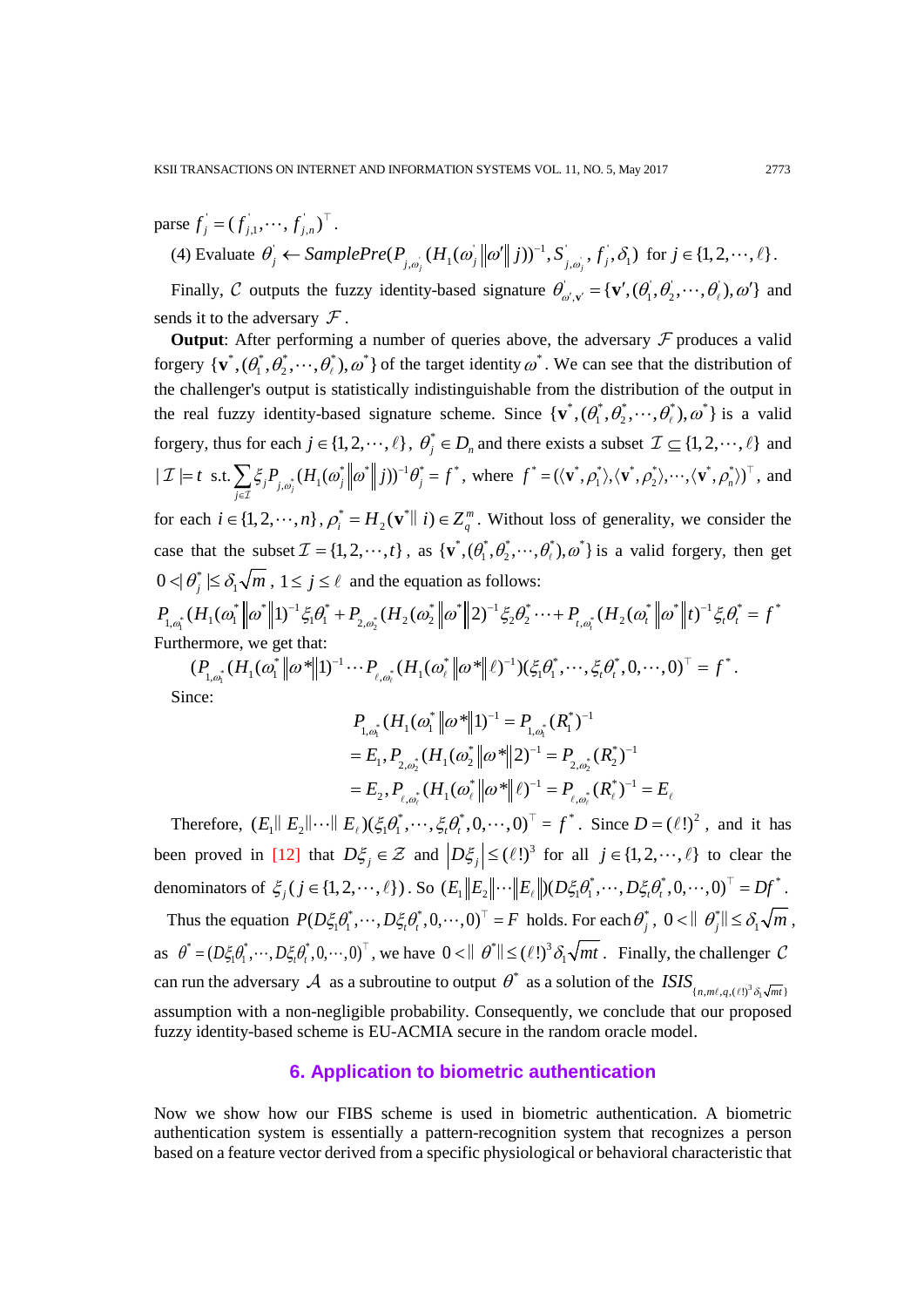parse $f_j^{'} = (f_{j,1}^{'}, \cdots, f_{j,n}^{'})^{\top}$.

(4) Evaluate $\theta_j^{'} \leftarrow SamplePre(P_{j,\omega_j^{'}}(H_1(\omega_j^{'} \| \omega' \| j))^{-1}, S_{j,\omega_j^{'}}^{'}, f_j^{'}, \delta_1)$ for $j \in \{1, 2, \cdots, \ell\}$.

Finally, $\mathcal{C}$ outputs the fuzzy identity-based signature $\theta_{\omega',\mathbf{v}'}^{'} = \{\mathbf{v}', (\theta_1^{'}, \theta_2^{'}, \cdots, \theta_\ell^{'}), \omega'\}$ and sends it to the adversary $\mathcal{F}$.

**Output**: After performing a number of queries above, the adversary $\mathcal{F}$ produces a valid forgery $\{\mathbf{v}^*, (\theta_1^*, \theta_2^*, \cdots, \theta_\ell^*), \omega^*\}$ of the target identity $\omega^*$. We can see that the distribution of the challenger's output is statistically indistinguishable from the distribution of the output in the real fuzzy identity-based signature scheme. Since $\{\mathbf{v}^*, (\theta_1^*, \theta_2^*, \cdots, \theta_\ell^*), \omega^*\}$ is a valid forgery, thus for each $j \in \{1, 2, \cdots, \ell\}$, $\theta_j^* \in D_n$ and there exists a subset $\mathcal{I} \subseteq \{1, 2, \cdots, \ell\}$ and $|\mathcal{I}| = t$ s.t. $\sum_{j \in \mathcal{I}} \xi_j P_{j,\omega_j^*}(H_1(\omega_j^* \| \omega^* \| j))^{-1} \theta_j^* = f^*$, where $f^* = (\langle \mathbf{v}^*, \rho_1^* \rangle, \langle \mathbf{v}^*, \rho_2^* \rangle, \cdots, \langle \mathbf{v}^*, \rho_n^* \rangle)^{\top}$, and for each $i \in \{1, 2, \cdots, n\}$, $\rho_i^* = H_2(\mathbf{v}^* \| i) \in Z_q^m$. Without loss of generality, we consider the case that the subset $\mathcal{I} = \{1, 2, \cdots, t\}$, as $\{\mathbf{v}^*, (\theta_1^*, \theta_2^*, \cdots, \theta_\ell^*), \omega^*\}$ is a valid forgery, then get $0 < |\theta_j^*| \leq \delta_1 \sqrt{m}$, $1 \leq j \leq \ell$ and the equation as follows:

$$P_{1,\omega_1^*}(H_1(\omega_1^* \| \omega^* \| 1)^{-1} \xi_1 \theta_1^* + P_{2,\omega_2^*}(H_2(\omega_2^* \| \omega^* \| 2)^{-1} \xi_2 \theta_2^* \cdots + P_{t,\omega_t^*}(H_2(\omega_t^* \| \omega^* \| t)^{-1} \xi_t \theta_t^* = f^*$$

Furthermore, we get that:

$$(P_{1,\omega_1^*}(H_1(\omega_1^* \| \omega^* \| 1)^{-1} \cdots P_{\ell,\omega_\ell^*}(H_1(\omega_\ell^* \| \omega^* \| \ell)^{-1})(\xi_1 \theta_1^*, \cdots, \xi_t \theta_t^*, 0, \cdots, 0)^{\top} = f^*.$$

Since:

$$\begin{aligned} P_{1,\omega_1^*}(H_1(\omega_1^* \| \omega^* \| 1)^{-1} &= P_{1,\omega_1^*}(R_1^*)^{-1} \\ &= E_1, P_{2,\omega_2^*}(H_1(\omega_2^* \| \omega^* \| 2)^{-1} = P_{2,\omega_2^*}(R_2^*)^{-1} \\ &= E_2, P_{\ell,\omega_\ell^*}(H_1(\omega_\ell^* \| \omega^* \| \ell)^{-1} = P_{\ell,\omega_\ell^*}(R_\ell^*)^{-1} = E_\ell \end{aligned}$$

Therefore, $(E_1 \| E_2 \| \cdots \| E_\ell)(\xi_1 \theta_1^*, \cdots, \xi_t \theta_t^*, 0, \cdots, 0)^{\top} = f^*$. Since $D = (\ell!)^2$, and it has been proved in [12] that $D\xi_j \in \mathcal{Z}$ and $|D\xi_j| \leq (\ell!)^3$ for all $j \in \{1, 2, \cdots, \ell\}$ to clear the denominators of $\xi_j (j \in \{1, 2, \cdots, \ell\})$. So $(E_1 \| E_2 \| \cdots \| E_\ell)(D\xi_1 \theta_1^*, \cdots, D\xi_t \theta_t^*, 0, \cdots, 0)^{\top} = Df^*$.

Thus the equation $P(D\xi_1 \theta_1^*, \cdots, D\xi_t \theta_t^*, 0, \cdots, 0)^{\top} = F$ holds. For each $\theta_j^*$, $0 < \| \theta_j^* \| \leq \delta_1 \sqrt{m}$, as $\theta^* = (D\xi_1 \theta_1^*, \cdots, D\xi_t \theta_t^*, 0, \cdots, 0)^{\top}$, we have $0 < \| \theta^* \| \leq (\ell!)^3 \delta_1 \sqrt{mt}$. Finally, the challenger $\mathcal{C}$ can run the adversary $\mathcal{A}$ as a subroutine to output $\theta^*$ as a solution of the $ISIS_{\{n, m\ell, q, (\ell!)^3 \delta_1 \sqrt{mt}\}}$ assumption with a non-negligible probability. Consequently, we conclude that our proposed fuzzy identity-based scheme is EU-ACMIA secure in the random oracle model.

## 6. Application to biometric authentication

Now we show how our FIBS scheme is used in biometric authentication. A biometric authentication system is essentially a pattern-recognition system that recognizes a person based on a feature vector derived from a specific physiological or behavioral characteristic that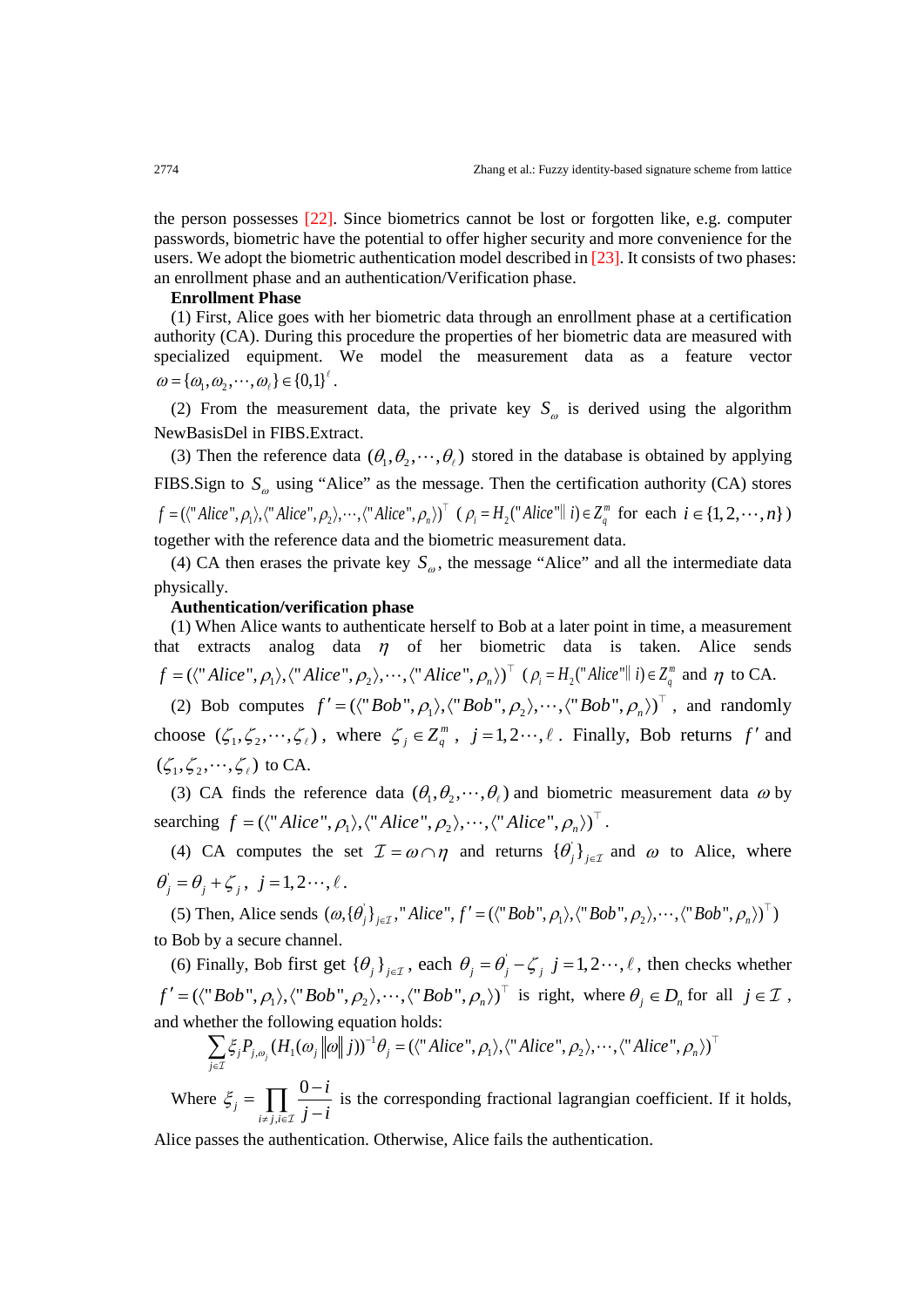the person possesses [22]. Since biometrics cannot be lost or forgotten like, e.g. computer passwords, biometric have the potential to offer higher security and more convenience for the users. We adopt the biometric authentication model described in [23]. It consists of two phases: an enrollment phase and an authentication/Verification phase.

**Enrollment Phase**

(1) First, Alice goes with her biometric data through an enrollment phase at a certification authority (CA). During this procedure the properties of her biometric data are measured with specialized equipment. We model the measurement data as a feature vector $\omega = \{\omega_1, \omega_2, \cdots, \omega_\ell\} \in \{0,1\}^\ell$.

(2) From the measurement data, the private key $S_\omega$ is derived using the algorithm NewBasisDel in FIBS.Extract.

(3) Then the reference data $(\theta_1, \theta_2, \cdots, \theta_\ell)$ stored in the database is obtained by applying FIBS.Sign to $S_\omega$ using "Alice" as the message. Then the certification authority (CA) stores $f = (\langle "Alice", \rho_1\rangle, \langle "Alice", \rho_2\rangle, \cdots, \langle "Alice", \rho_n\rangle)^\top$ ($\rho_i = H_2("Alice" \| i) \in Z_q^m$ for each $i \in \{1, 2, \cdots, n\}$) together with the reference data and the biometric measurement data.

(4) CA then erases the private key $S_\omega$, the message "Alice" and all the intermediate data physically.

**Authentication/verification phase**

(1) When Alice wants to authenticate herself to Bob at a later point in time, a measurement that extracts analog data $\eta$ of her biometric data is taken. Alice sends $f = (\langle "Alice", \rho_1\rangle, \langle "Alice", \rho_2\rangle, \cdots, \langle "Alice", \rho_n\rangle)^\top$ ($\rho_i = H_2("Alice" \| i) \in Z_q^m$ and $\eta$ to CA.

(2) Bob computes $f' = (\langle "Bob", \rho_1\rangle, \langle "Bob", \rho_2\rangle, \cdots, \langle "Bob", \rho_n\rangle)^\top$, and randomly choose $(\zeta_1, \zeta_2, \cdots, \zeta_\ell)$, where $\zeta_j \in Z_q^m$, $j = 1, 2 \cdots, \ell$. Finally, Bob returns $f'$ and $(\zeta_1, \zeta_2, \cdots, \zeta_\ell)$ to CA.

(3) CA finds the reference data $(\theta_1, \theta_2, \cdots, \theta_\ell)$ and biometric measurement data $\omega$ by searching $f = (\langle "Alice", \rho_1\rangle, \langle "Alice", \rho_2\rangle, \cdots, \langle "Alice", \rho_n\rangle)^\top$.

(4) CA computes the set $\mathcal{I} = \omega \cap \eta$ and returns $\{\theta_j'\}_{j\in\mathcal{I}}$ and $\omega$ to Alice, where $\theta_j' = \theta_j + \zeta_j$, $j = 1, 2 \cdots, \ell$.

(5) Then, Alice sends $(\omega, \{\theta_j'\}_{j\in\mathcal{I}}, "Alice", f' = (\langle "Bob", \rho_1\rangle, \langle "Bob", \rho_2\rangle, \cdots, \langle "Bob", \rho_n\rangle)^\top)$ to Bob by a secure channel.

(6) Finally, Bob first get $\{\theta_j\}_{j\in\mathcal{I}}$, each $\theta_j = \theta_j' - \zeta_j$ $j = 1, 2 \cdots, \ell$, then checks whether $f' = (\langle "Bob", \rho_1\rangle, \langle "Bob", \rho_2\rangle, \cdots, \langle "Bob", \rho_n\rangle)^\top$ is right, where $\theta_j \in D_n$ for all $j \in \mathcal{I}$, and whether the following equation holds:

$$\sum_{j\in\mathcal{I}} \xi_j P_{j,\omega_j} (H_1(\omega_j \| \omega \| j))^{-1} \theta_j = (\langle "Alice", \rho_1\rangle, \langle "Alice", \rho_2\rangle, \cdots, \langle "Alice", \rho_n\rangle)^\top$$

Where $\xi_j = \prod_{i\neq j, i\in\mathcal{I}} \frac{0-i}{j-i}$ is the corresponding fractional lagrangian coefficient. If it holds, Alice passes the authentication. Otherwise, Alice fails the authentication.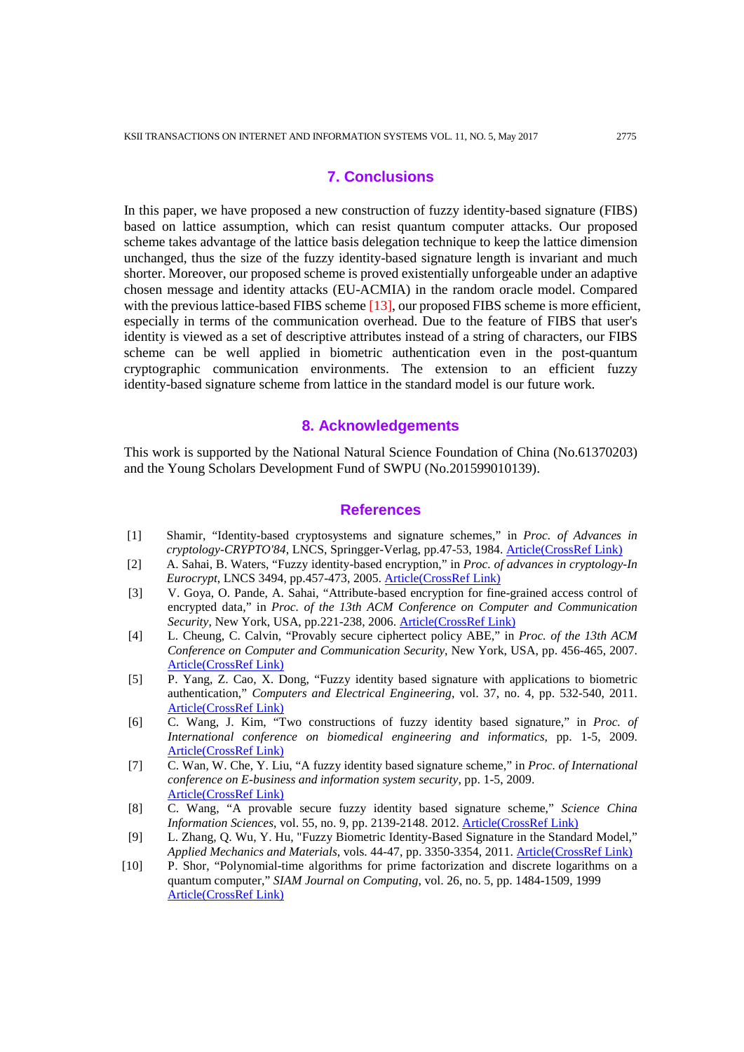## 7. Conclusions

In this paper, we have proposed a new construction of fuzzy identity-based signature (FIBS) based on lattice assumption, which can resist quantum computer attacks. Our proposed scheme takes advantage of the lattice basis delegation technique to keep the lattice dimension unchanged, thus the size of the fuzzy identity-based signature length is invariant and much shorter. Moreover, our proposed scheme is proved existentially unforgeable under an adaptive chosen message and identity attacks (EU-ACMIA) in the random oracle model. Compared with the previous lattice-based FIBS scheme [13], our proposed FIBS scheme is more efficient, especially in terms of the communication overhead. Due to the feature of FIBS that user's identity is viewed as a set of descriptive attributes instead of a string of characters, our FIBS scheme can be well applied in biometric authentication even in the post-quantum cryptographic communication environments. The extension to an efficient fuzzy identity-based signature scheme from lattice in the standard model is our future work.

## 8. Acknowledgements

This work is supported by the National Natural Science Foundation of China (No.61370203) and the Young Scholars Development Fund of SWPU (No.201599010139).

## References

[1] Shamir, "Identity-based cryptosystems and signature schemes," in *Proc. of Advances in cryptology-CRYPTO'84*, LNCS, Springger-Verlag, pp.47-53, 1984. Article(CrossRef Link)

[2] A. Sahai, B. Waters, "Fuzzy identity-based encryption," in *Proc. of advances in cryptology-In Eurocrypt*, LNCS 3494, pp.457-473, 2005. Article(CrossRef Link)

[3] V. Goya, O. Pande, A. Sahai, "Attribute-based encryption for fine-grained access control of encrypted data," in *Proc. of the 13th ACM Conference on Computer and Communication Security*, New York, USA, pp.221-238, 2006. Article(CrossRef Link)

[4] L. Cheung, C. Calvin, "Provably secure ciphertext policy ABE," in *Proc. of the 13th ACM Conference on Computer and Communication Security*, New York, USA, pp. 456-465, 2007. Article(CrossRef Link)

[5] P. Yang, Z. Cao, X. Dong, "Fuzzy identity based signature with applications to biometric authentication," *Computers and Electrical Engineering*, vol. 37, no. 4, pp. 532-540, 2011. Article(CrossRef Link)

[6] C. Wang, J. Kim, "Two constructions of fuzzy identity based signature," in *Proc. of International conference on biomedical engineering and informatics*, pp. 1-5, 2009. Article(CrossRef Link)

[7] C. Wan, W. Che, Y. Liu, "A fuzzy identity based signature scheme," in *Proc. of International conference on E-business and information system security*, pp. 1-5, 2009. Article(CrossRef Link)

[8] C. Wang, "A provable secure fuzzy identity based signature scheme," *Science China Information Sciences*, vol. 55, no. 9, pp. 2139-2148. 2012. Article(CrossRef Link)

[9] L. Zhang, Q. Wu, Y. Hu, "Fuzzy Biometric Identity-Based Signature in the Standard Model," *Applied Mechanics and Materials*, vols. 44-47, pp. 3350-3354, 2011. Article(CrossRef Link)

[10] P. Shor, "Polynomial-time algorithms for prime factorization and discrete logarithms on a quantum computer," *SIAM Journal on Computing*, vol. 26, no. 5, pp. 1484-1509, 1999 Article(CrossRef Link)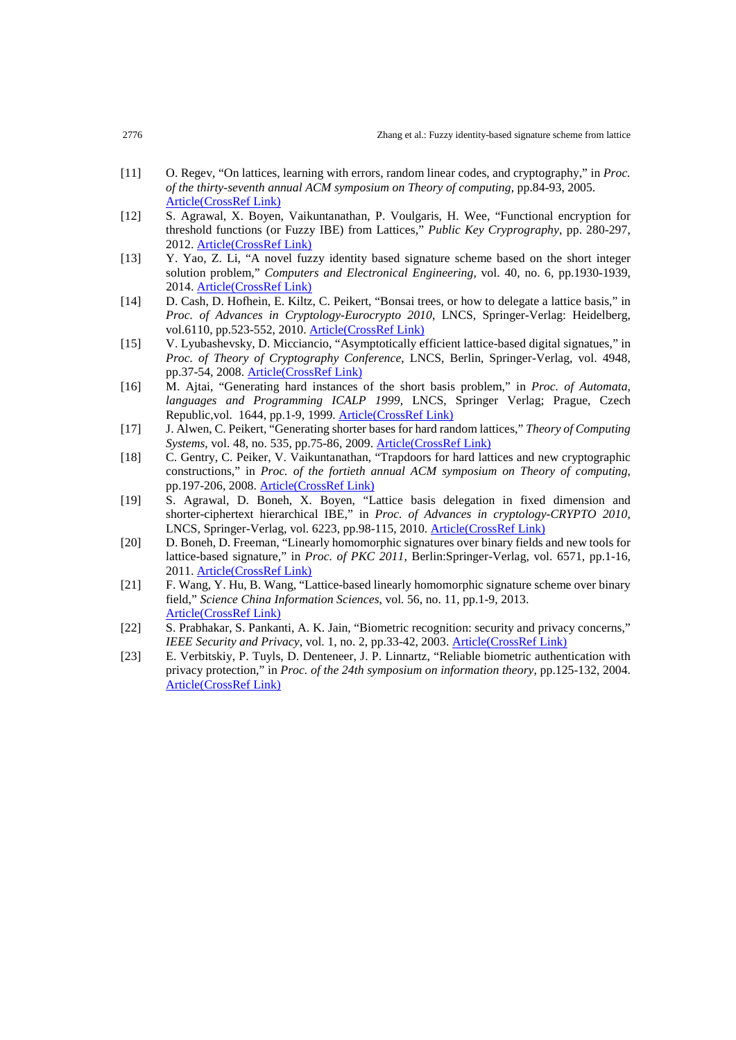[11] O. Regev, "On lattices, learning with errors, random linear codes, and cryptography," in *Proc. of the thirty-seventh annual ACM symposium on Theory of computing*, pp.84-93, 2005. Article(CrossRef Link)

[12] S. Agrawal, X. Boyen, Vaikuntanathan, P. Voulgaris, H. Wee, "Functional encryption for threshold functions (or Fuzzy IBE) from Lattices," *Public Key Cryprography*, pp. 280-297, 2012. Article(CrossRef Link)

[13] Y. Yao, Z. Li, "A novel fuzzy identity based signature scheme based on the short integer solution problem," *Computers and Electronical Engineering*, vol. 40, no. 6, pp.1930-1939, 2014. Article(CrossRef Link)

[14] D. Cash, D. Hofhein, E. Kiltz, C. Peikert, "Bonsai trees, or how to delegate a lattice basis," in *Proc. of Advances in Cryptology-Eurocrypto 2010*, LNCS, Springer-Verlag: Heidelberg, vol.6110, pp.523-552, 2010. Article(CrossRef Link)

[15] V. Lyubashevsky, D. Micciancio, "Asymptotically efficient lattice-based digital signatures," in *Proc. of Theory of Cryptography Conference*, LNCS, Berlin, Springer-Verlag, vol. 4948, pp.37-54, 2008. Article(CrossRef Link)

[16] M. Ajtai, "Generating hard instances of the short basis problem," in *Proc. of Automata, languages and Programming ICALP 1999*, LNCS, Springer Verlag; Prague, Czech Republic,vol. 1644, pp.1-9, 1999. Article(CrossRef Link)

[17] J. Alwen, C. Peikert, "Generating shorter bases for hard random lattices," *Theory of Computing Systems*, vol. 48, no. 535, pp.75-86, 2009. Article(CrossRef Link)

[18] C. Gentry, C. Peiker, V. Vaikuntanathan, "Trapdoors for hard lattices and new cryptographic constructions," in *Proc. of the fortieth annual ACM symposium on Theory of computing*, pp.197-206, 2008. Article(CrossRef Link)

[19] S. Agrawal, D. Boneh, X. Boyen, "Lattice basis delegation in fixed dimension and shorter-ciphertext hierarchical IBE," in *Proc. of Advances in cryptology-CRYPTO 2010*, LNCS, Springer-Verlag, vol. 6223, pp.98-115, 2010. Article(CrossRef Link)

[20] D. Boneh, D. Freeman, "Linearly homomorphic signatures over binary fields and new tools for lattice-based signature," in *Proc. of PKC 2011*, Berlin:Springer-Verlag, vol. 6571, pp.1-16, 2011. Article(CrossRef Link)

[21] F. Wang, Y. Hu, B. Wang, "Lattice-based linearly homomorphic signature scheme over binary field," *Science China Information Sciences*, vol. 56, no. 11, pp.1-9, 2013. Article(CrossRef Link)

[22] S. Prabhakar, S. Pankanti, A. K. Jain, "Biometric recognition: security and privacy concerns," *IEEE Security and Privacy*, vol. 1, no. 2, pp.33-42, 2003. Article(CrossRef Link)

[23] E. Verbitskiy, P. Tuyls, D. Denteneer, J. P. Linnartz, "Reliable biometric authentication with privacy protection," in *Proc. of the 24th symposium on information theory*, pp.125-132, 2004. Article(CrossRef Link)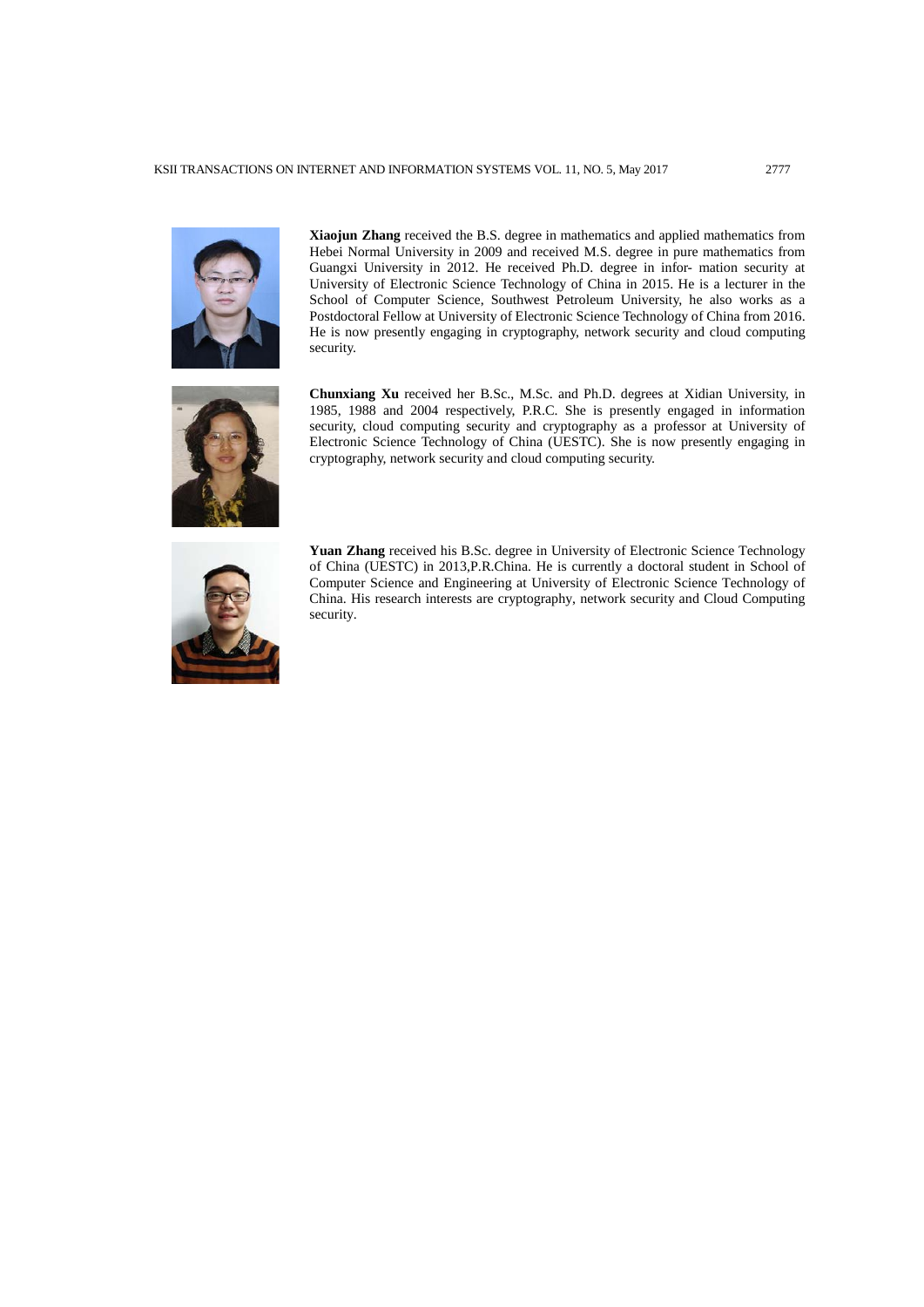**Xiaojun Zhang** received the B.S. degree in mathematics and applied mathematics from Hebei Normal University in 2009 and received M.S. degree in pure mathematics from Guangxi University in 2012. He received Ph.D. degree in infor- mation security at University of Electronic Science Technology of China in 2015. He is a lecturer in the School of Computer Science, Southwest Petroleum University, he also works as a Postdoctoral Fellow at University of Electronic Science Technology of China from 2016. He is now presently engaging in cryptography, network security and cloud computing security.

**Chunxiang Xu** received her B.Sc., M.Sc. and Ph.D. degrees at Xidian University, in 1985, 1988 and 2004 respectively, P.R.C. She is presently engaged in information security, cloud computing security and cryptography as a professor at University of Electronic Science Technology of China (UESTC). She is now presently engaging in cryptography, network security and cloud computing security.

**Yuan Zhang** received his B.Sc. degree in University of Electronic Science Technology of China (UESTC) in 2013,P.R.China. He is currently a doctoral student in School of Computer Science and Engineering at University of Electronic Science Technology of China. His research interests are cryptography, network security and Cloud Computing security.